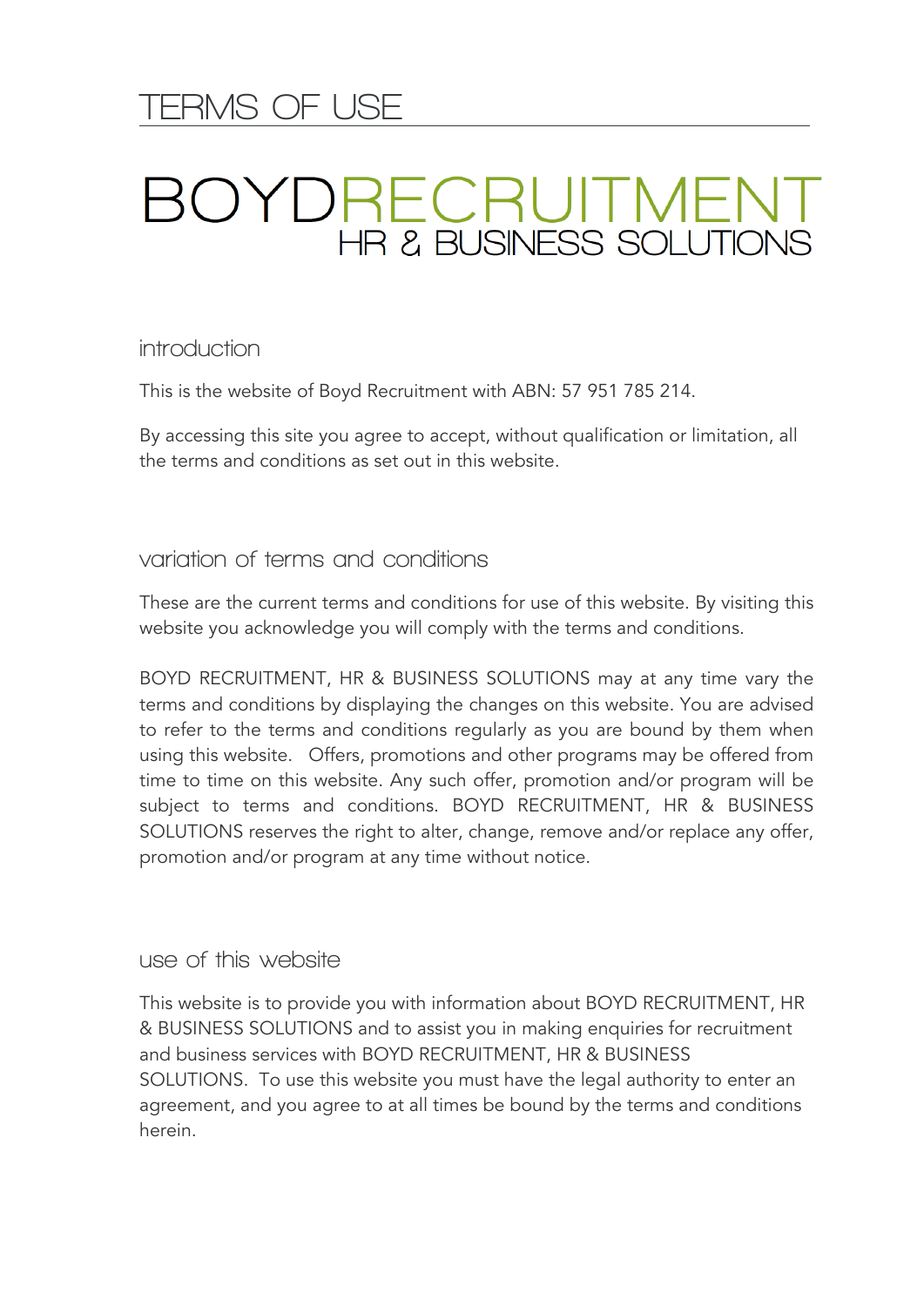# TERMS OF USE

# BOYDRECRUITMENT
## HR & BUSINESS SOLUTIONS

### introduction

This is the website of Boyd Recruitment with ABN: 57 951 785 214.

By accessing this site you agree to accept, without qualification or limitation, all the terms and conditions as set out in this website.

### variation of terms and conditions

These are the current terms and conditions for use of this website. By visiting this website you acknowledge you will comply with the terms and conditions.

BOYD RECRUITMENT, HR & BUSINESS SOLUTIONS may at any time vary the terms and conditions by displaying the changes on this website. You are advised to refer to the terms and conditions regularly as you are bound by them when using this website. Offers, promotions and other programs may be offered from time to time on this website. Any such offer, promotion and/or program will be subject to terms and conditions. BOYD RECRUITMENT, HR & BUSINESS SOLUTIONS reserves the right to alter, change, remove and/or replace any offer, promotion and/or program at any time without notice.

### use of this website

This website is to provide you with information about BOYD RECRUITMENT, HR & BUSINESS SOLUTIONS and to assist you in making enquiries for recruitment and business services with BOYD RECRUITMENT, HR & BUSINESS SOLUTIONS. To use this website you must have the legal authority to enter an agreement, and you agree to at all times be bound by the terms and conditions herein.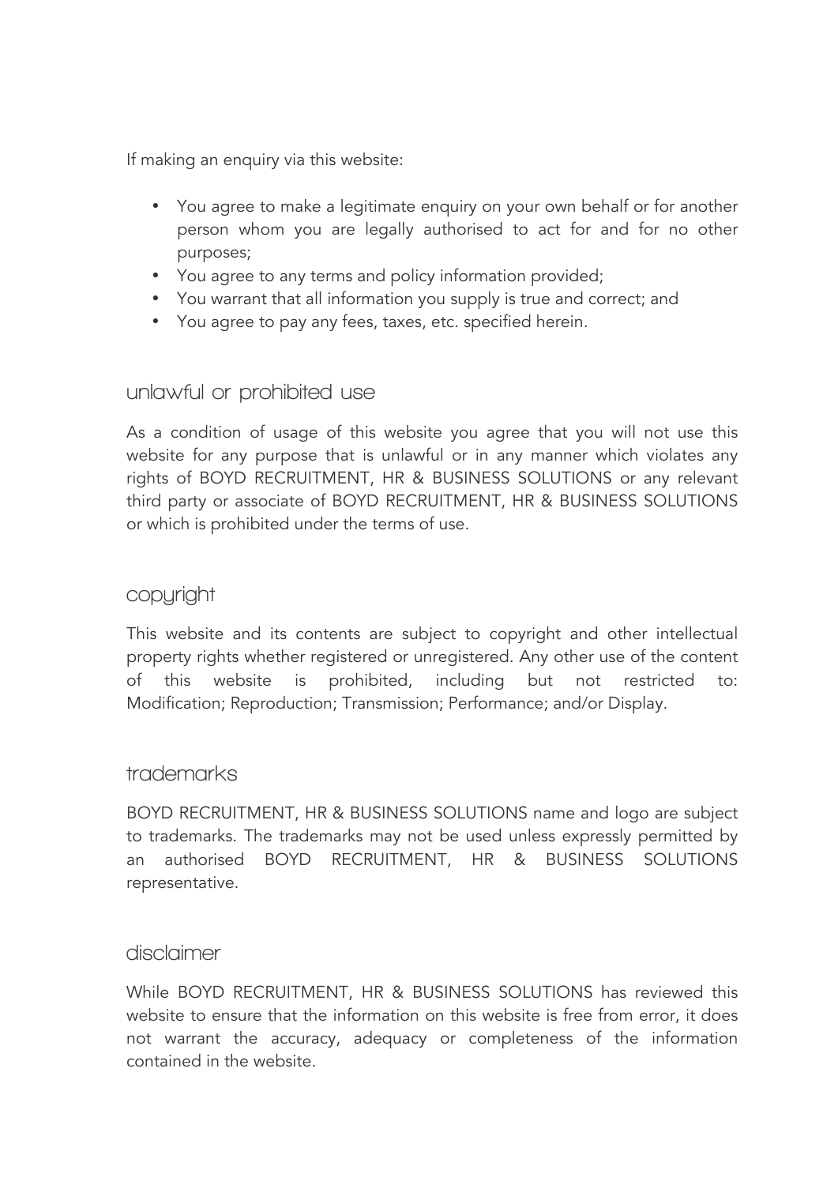If making an enquiry via this website:

- You agree to make a legitimate enquiry on your own behalf or for another person whom you are legally authorised to act for and for no other purposes;
- You agree to any terms and policy information provided;
- You warrant that all information you supply is true and correct; and
- You agree to pay any fees, taxes, etc. specified herein.

## unlawful or prohibited use

As a condition of usage of this website you agree that you will not use this website for any purpose that is unlawful or in any manner which violates any rights of BOYD RECRUITMENT, HR & BUSINESS SOLUTIONS or any relevant third party or associate of BOYD RECRUITMENT, HR & BUSINESS SOLUTIONS or which is prohibited under the terms of use.

## copyright

This website and its contents are subject to copyright and other intellectual property rights whether registered or unregistered. Any other use of the content of this website is prohibited, including but not restricted to: Modification; Reproduction; Transmission; Performance; and/or Display.

## trademarks

BOYD RECRUITMENT, HR & BUSINESS SOLUTIONS name and logo are subject to trademarks. The trademarks may not be used unless expressly permitted by an authorised BOYD RECRUITMENT, HR & BUSINESS SOLUTIONS representative.

## disclaimer

While BOYD RECRUITMENT, HR & BUSINESS SOLUTIONS has reviewed this website to ensure that the information on this website is free from error, it does not warrant the accuracy, adequacy or completeness of the information contained in the website.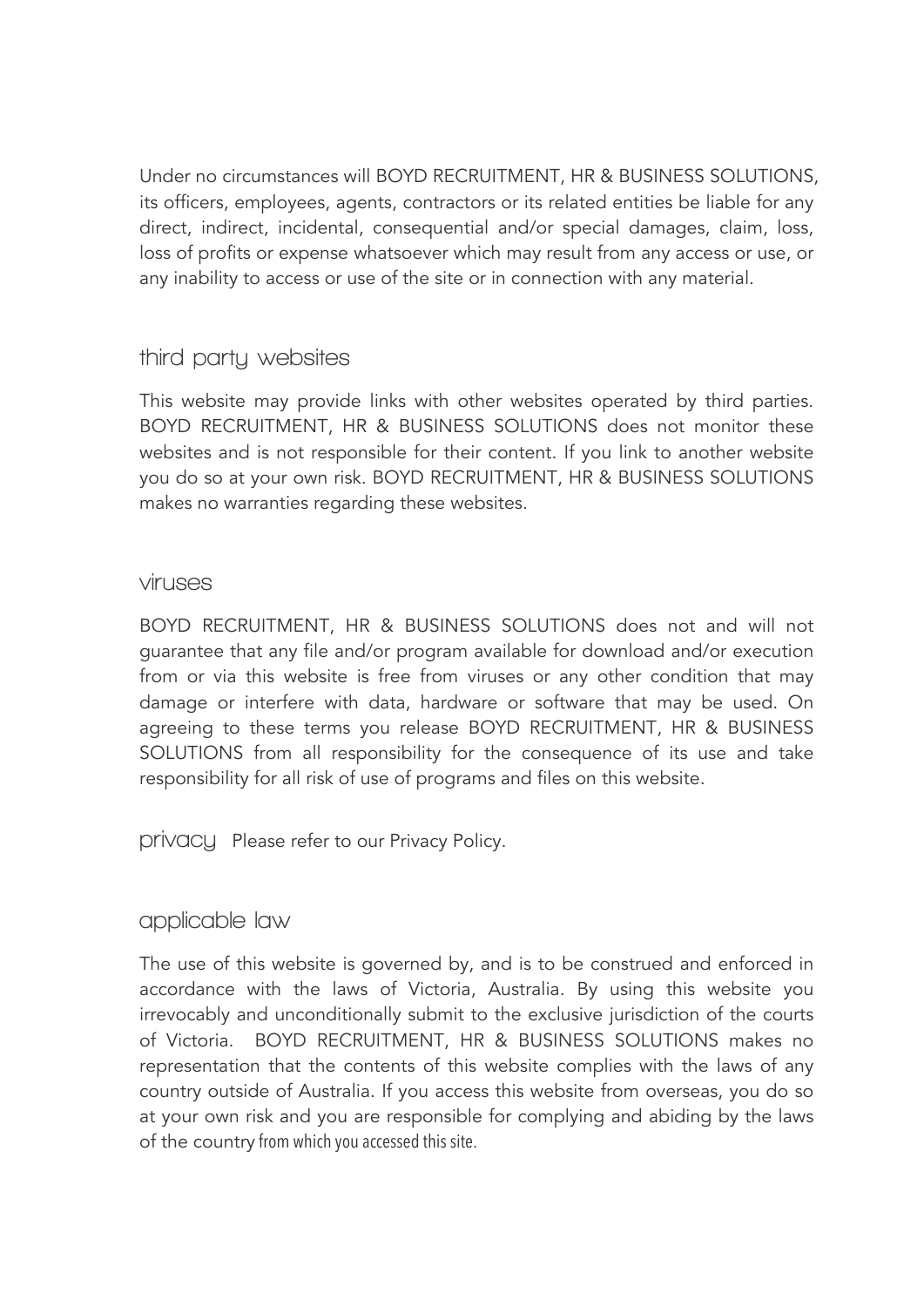Under no circumstances will BOYD RECRUITMENT, HR & BUSINESS SOLUTIONS, its officers, employees, agents, contractors or its related entities be liable for any direct, indirect, incidental, consequential and/or special damages, claim, loss, loss of profits or expense whatsoever which may result from any access or use, or any inability to access or use of the site or in connection with any material.

## third party websites

This website may provide links with other websites operated by third parties. BOYD RECRUITMENT, HR & BUSINESS SOLUTIONS does not monitor these websites and is not responsible for their content. If you link to another website you do so at your own risk. BOYD RECRUITMENT, HR & BUSINESS SOLUTIONS makes no warranties regarding these websites.

## viruses

BOYD RECRUITMENT, HR & BUSINESS SOLUTIONS does not and will not guarantee that any file and/or program available for download and/or execution from or via this website is free from viruses or any other condition that may damage or interfere with data, hardware or software that may be used. On agreeing to these terms you release BOYD RECRUITMENT, HR & BUSINESS SOLUTIONS from all responsibility for the consequence of its use and take responsibility for all risk of use of programs and files on this website.

## privacy

Please refer to our Privacy Policy.

## applicable law

The use of this website is governed by, and is to be construed and enforced in accordance with the laws of Victoria, Australia. By using this website you irrevocably and unconditionally submit to the exclusive jurisdiction of the courts of Victoria. BOYD RECRUITMENT, HR & BUSINESS SOLUTIONS makes no representation that the contents of this website complies with the laws of any country outside of Australia. If you access this website from overseas, you do so at your own risk and you are responsible for complying and abiding by the laws of the country from which you accessed this site.